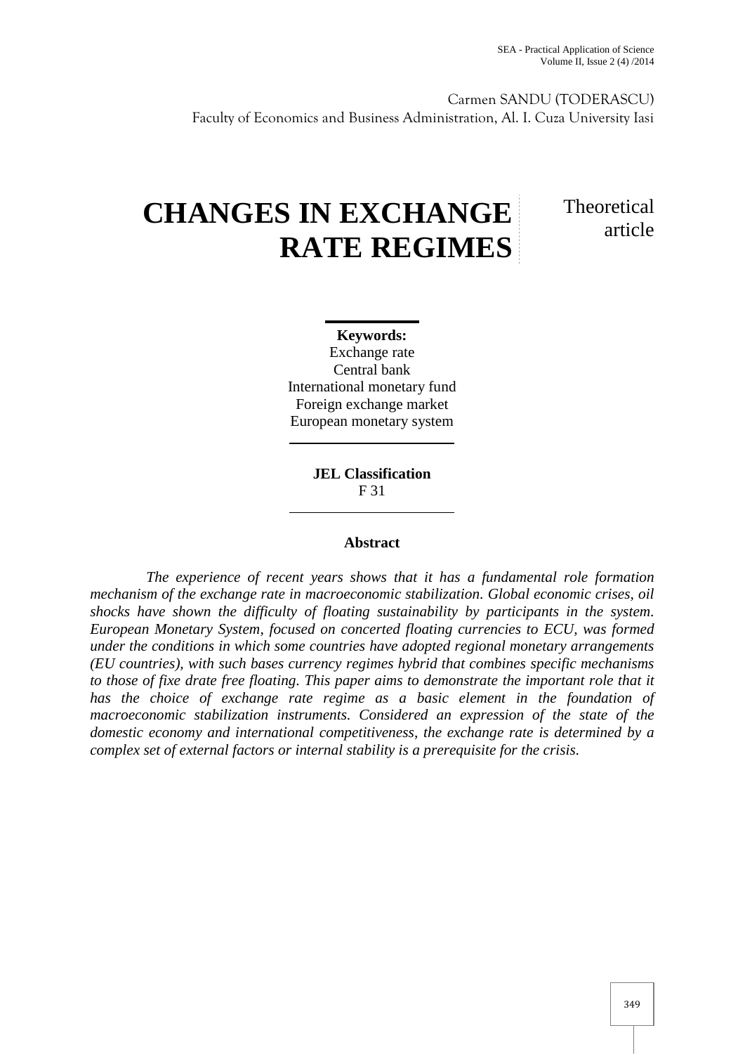Carmen SANDU (TODERASCU)
Faculty of Economics and Business Administration, Al. I. Cuza University Iasi

# CHANGES IN EXCHANGE RATE REGIMES

Theoretical article

**Keywords:**
Exchange rate
Central bank
International monetary fund
Foreign exchange market
European monetary system

**JEL Classification**
F 31

**Abstract**

*The experience of recent years shows that it has a fundamental role formation mechanism of the exchange rate in macroeconomic stabilization. Global economic crises, oil shocks have shown the difficulty of floating sustainability by participants in the system. European Monetary System, focused on concerted floating currencies to ECU, was formed under the conditions in which some countries have adopted regional monetary arrangements (EU countries), with such bases currency regimes hybrid that combines specific mechanisms to those of fixe drate free floating. This paper aims to demonstrate the important role that it has the choice of exchange rate regime as a basic element in the foundation of macroeconomic stabilization instruments. Considered an expression of the state of the domestic economy and international competitiveness, the exchange rate is determined by a complex set of external factors or internal stability is a prerequisite for the crisis.*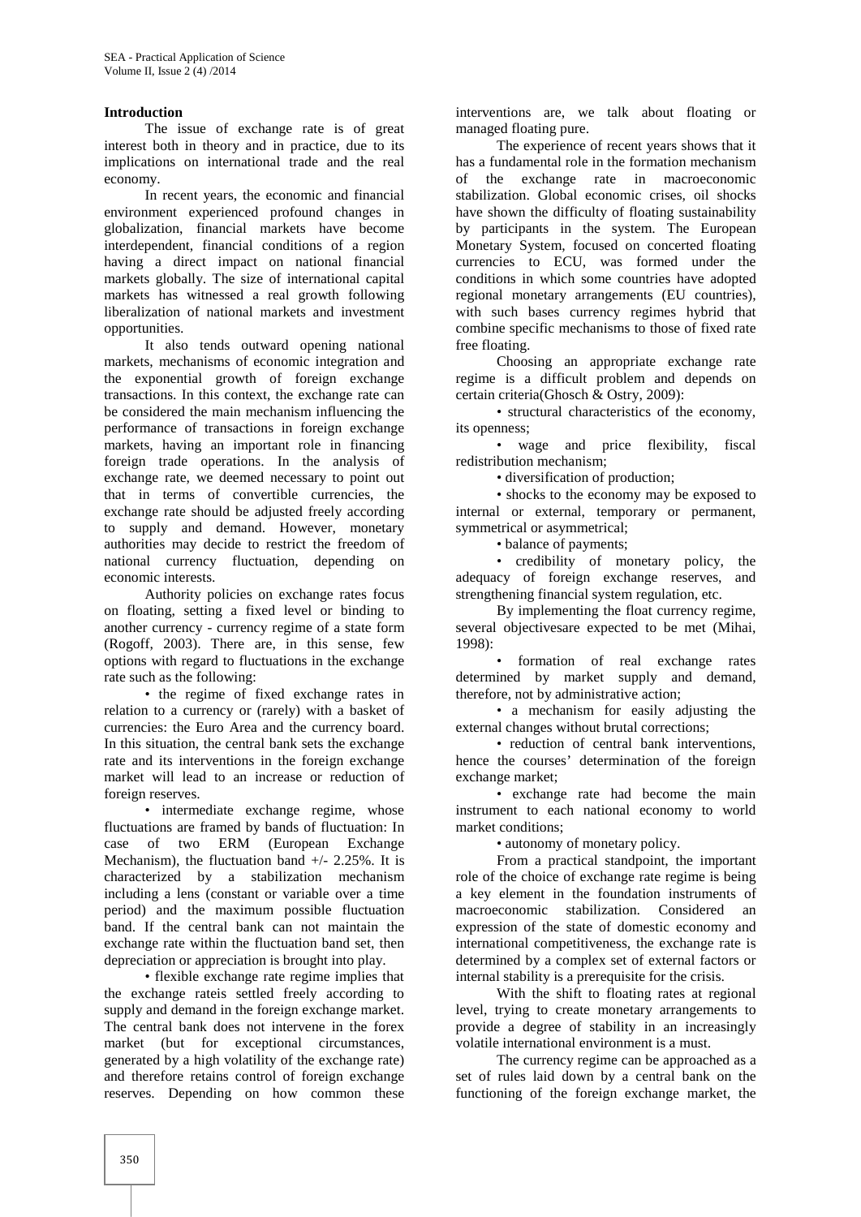## Introduction

The issue of exchange rate is of great interest both in theory and in practice, due to its implications on international trade and the real economy.

In recent years, the economic and financial environment experienced profound changes in globalization, financial markets have become interdependent, financial conditions of a region having a direct impact on national financial markets globally. The size of international capital markets has witnessed a real growth following liberalization of national markets and investment opportunities.

It also tends outward opening national markets, mechanisms of economic integration and the exponential growth of foreign exchange transactions. In this context, the exchange rate can be considered the main mechanism influencing the performance of transactions in foreign exchange markets, having an important role in financing foreign trade operations. In the analysis of exchange rate, we deemed necessary to point out that in terms of convertible currencies, the exchange rate should be adjusted freely according to supply and demand. However, monetary authorities may decide to restrict the freedom of national currency fluctuation, depending on economic interests.

Authority policies on exchange rates focus on floating, setting a fixed level or binding to another currency - currency regime of a state form (Rogoff, 2003). There are, in this sense, few options with regard to fluctuations in the exchange rate such as the following:

- the regime of fixed exchange rates in relation to a currency or (rarely) with a basket of currencies: the Euro Area and the currency board. In this situation, the central bank sets the exchange rate and its interventions in the foreign exchange market will lead to an increase or reduction of foreign reserves.
- intermediate exchange regime, whose fluctuations are framed by bands of fluctuation: In case of two ERM (European Exchange Mechanism), the fluctuation band +/- 2.25%. It is characterized by a stabilization mechanism including a lens (constant or variable over a time period) and the maximum possible fluctuation band. If the central bank can not maintain the exchange rate within the fluctuation band set, then depreciation or appreciation is brought into play.
- flexible exchange rate regime implies that the exchange rateis settled freely according to supply and demand in the foreign exchange market. The central bank does not intervene in the forex market (but for exceptional circumstances, generated by a high volatility of the exchange rate) and therefore retains control of foreign exchange reserves. Depending on how common these interventions are, we talk about floating or managed floating pure.

The experience of recent years shows that it has a fundamental role in the formation mechanism of the exchange rate in macroeconomic stabilization. Global economic crises, oil shocks have shown the difficulty of floating sustainability by participants in the system. The European Monetary System, focused on concerted floating currencies to ECU, was formed under the conditions in which some countries have adopted regional monetary arrangements (EU countries), with such bases currency regimes hybrid that combine specific mechanisms to those of fixed rate free floating.

Choosing an appropriate exchange rate regime is a difficult problem and depends on certain criteria(Ghosch & Ostry, 2009):

- structural characteristics of the economy, its openness;
- wage and price flexibility, fiscal redistribution mechanism;
- diversification of production;
- shocks to the economy may be exposed to internal or external, temporary or permanent, symmetrical or asymmetrical;
- balance of payments;
- credibility of monetary policy, the adequacy of foreign exchange reserves, and strengthening financial system regulation, etc.

By implementing the float currency regime, several objectivesare expected to be met (Mihai, 1998):

- formation of real exchange rates determined by market supply and demand, therefore, not by administrative action;
- a mechanism for easily adjusting the external changes without brutal corrections;
- reduction of central bank interventions, hence the courses' determination of the foreign exchange market;
- exchange rate had become the main instrument to each national economy to world market conditions;
- autonomy of monetary policy.

From a practical standpoint, the important role of the choice of exchange rate regime is being a key element in the foundation instruments of macroeconomic stabilization. Considered an expression of the state of domestic economy and international competitiveness, the exchange rate is determined by a complex set of external factors or internal stability is a prerequisite for the crisis.

With the shift to floating rates at regional level, trying to create monetary arrangements to provide a degree of stability in an increasingly volatile international environment is a must.

The currency regime can be approached as a set of rules laid down by a central bank on the functioning of the foreign exchange market, the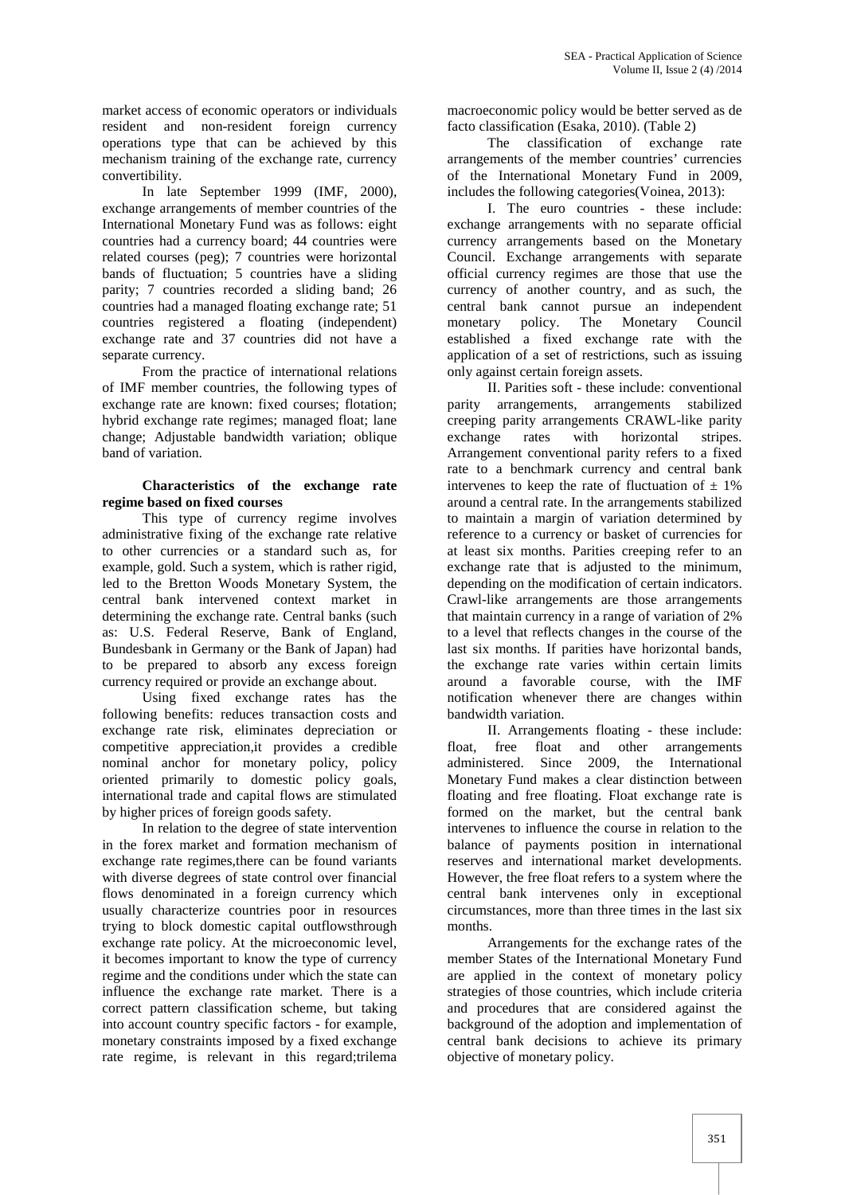market access of economic operators or individuals resident and non-resident foreign currency operations type that can be achieved by this mechanism training of the exchange rate, currency convertibility.

In late September 1999 (IMF, 2000), exchange arrangements of member countries of the International Monetary Fund was as follows: eight countries had a currency board; 44 countries were related courses (peg); 7 countries were horizontal bands of fluctuation; 5 countries have a sliding parity; 7 countries recorded a sliding band; 26 countries had a managed floating exchange rate; 51 countries registered a floating (independent) exchange rate and 37 countries did not have a separate currency.

From the practice of international relations of IMF member countries, the following types of exchange rate are known: fixed courses; flotation; hybrid exchange rate regimes; managed float; lane change; Adjustable bandwidth variation; oblique band of variation.

**Characteristics of the exchange rate regime based on fixed courses**

This type of currency regime involves administrative fixing of the exchange rate relative to other currencies or a standard such as, for example, gold. Such a system, which is rather rigid, led to the Bretton Woods Monetary System, the central bank intervened context market in determining the exchange rate. Central banks (such as: U.S. Federal Reserve, Bank of England, Bundesbank in Germany or the Bank of Japan) had to be prepared to absorb any excess foreign currency required or provide an exchange about.

Using fixed exchange rates has the following benefits: reduces transaction costs and exchange rate risk, eliminates depreciation or competitive appreciation,it provides a credible nominal anchor for monetary policy, policy oriented primarily to domestic policy goals, international trade and capital flows are stimulated by higher prices of foreign goods safety.

In relation to the degree of state intervention in the forex market and formation mechanism of exchange rate regimes,there can be found variants with diverse degrees of state control over financial flows denominated in a foreign currency which usually characterize countries poor in resources trying to block domestic capital outflowsthrough exchange rate policy. At the microeconomic level, it becomes important to know the type of currency regime and the conditions under which the state can influence the exchange rate market. There is a correct pattern classification scheme, but taking into account country specific factors - for example, monetary constraints imposed by a fixed exchange rate regime, is relevant in this regard;trilema macroeconomic policy would be better served as de facto classification (Esaka, 2010). (Table 2)

The classification of exchange rate arrangements of the member countries' currencies of the International Monetary Fund in 2009, includes the following categories(Voinea, 2013):

I. The euro countries - these include: exchange arrangements with no separate official currency arrangements based on the Monetary Council. Exchange arrangements with separate official currency regimes are those that use the currency of another country, and as such, the central bank cannot pursue an independent monetary policy. The Monetary Council established a fixed exchange rate with the application of a set of restrictions, such as issuing only against certain foreign assets.

II. Parities soft - these include: conventional parity arrangements, arrangements stabilized creeping parity arrangements CRAWL-like parity exchange rates with horizontal stripes. Arrangement conventional parity refers to a fixed rate to a benchmark currency and central bank intervenes to keep the rate of fluctuation of ± 1% around a central rate. In the arrangements stabilized to maintain a margin of variation determined by reference to a currency or basket of currencies for at least six months. Parities creeping refer to an exchange rate that is adjusted to the minimum, depending on the modification of certain indicators. Crawl-like arrangements are those arrangements that maintain currency in a range of variation of 2% to a level that reflects changes in the course of the last six months. If parities have horizontal bands, the exchange rate varies within certain limits around a favorable course, with the IMF notification whenever there are changes within bandwidth variation.

II. Arrangements floating - these include: float, free float and other arrangements administered. Since 2009, the International Monetary Fund makes a clear distinction between floating and free floating. Float exchange rate is formed on the market, but the central bank intervenes to influence the course in relation to the balance of payments position in international reserves and international market developments. However, the free float refers to a system where the central bank intervenes only in exceptional circumstances, more than three times in the last six months.

Arrangements for the exchange rates of the member States of the International Monetary Fund are applied in the context of monetary policy strategies of those countries, which include criteria and procedures that are considered against the background of the adoption and implementation of central bank decisions to achieve its primary objective of monetary policy.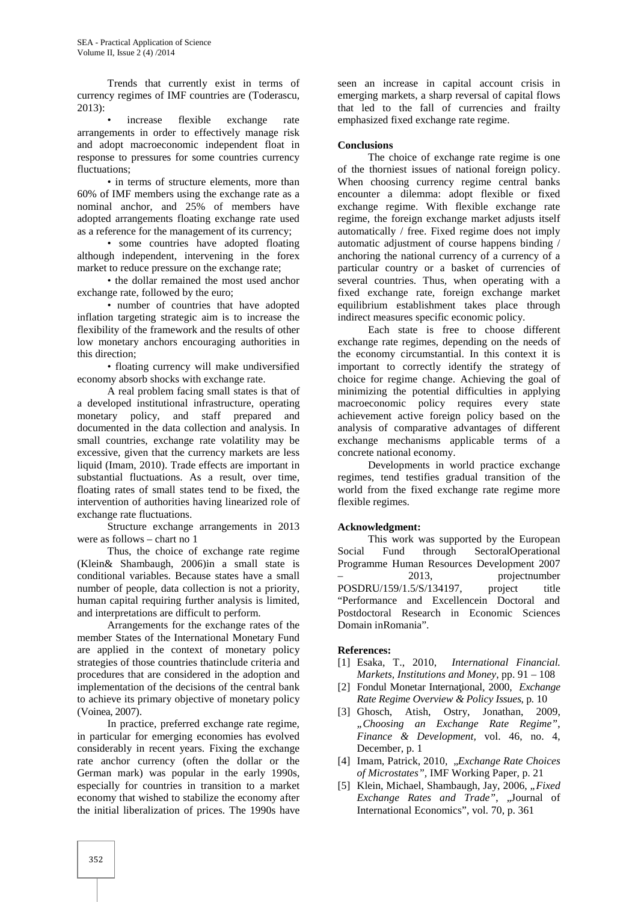Trends that currently exist in terms of currency regimes of IMF countries are (Toderascu, 2013):

- increase flexible exchange rate arrangements in order to effectively manage risk and adopt macroeconomic independent float in response to pressures for some countries currency fluctuations;
- in terms of structure elements, more than 60% of IMF members using the exchange rate as a nominal anchor, and 25% of members have adopted arrangements floating exchange rate used as a reference for the management of its currency;
- some countries have adopted floating although independent, intervening in the forex market to reduce pressure on the exchange rate;
- the dollar remained the most used anchor exchange rate, followed by the euro;
- number of countries that have adopted inflation targeting strategic aim is to increase the flexibility of the framework and the results of other low monetary anchors encouraging authorities in this direction;
- floating currency will make undiversified economy absorb shocks with exchange rate.

A real problem facing small states is that of a developed institutional infrastructure, operating monetary policy, and staff prepared and documented in the data collection and analysis. In small countries, exchange rate volatility may be excessive, given that the currency markets are less liquid (Imam, 2010). Trade effects are important in substantial fluctuations. As a result, over time, floating rates of small states tend to be fixed, the intervention of authorities having linearized role of exchange rate fluctuations.

Structure exchange arrangements in 2013 were as follows – chart no 1

Thus, the choice of exchange rate regime (Klein& Shambaugh, 2006)in a small state is conditional variables. Because states have a small number of people, data collection is not a priority, human capital requiring further analysis is limited, and interpretations are difficult to perform.

Arrangements for the exchange rates of the member States of the International Monetary Fund are applied in the context of monetary policy strategies of those countries thatinclude criteria and procedures that are considered in the adoption and implementation of the decisions of the central bank to achieve its primary objective of monetary policy (Voinea, 2007).

In practice, preferred exchange rate regime, in particular for emerging economies has evolved considerably in recent years. Fixing the exchange rate anchor currency (often the dollar or the German mark) was popular in the early 1990s, especially for countries in transition to a market economy that wished to stabilize the economy after the initial liberalization of prices. The 1990s have seen an increase in capital account crisis in emerging markets, a sharp reversal of capital flows that led to the fall of currencies and frailty emphasized fixed exchange rate regime.

## Conclusions

The choice of exchange rate regime is one of the thorniest issues of national foreign policy. When choosing currency regime central banks encounter a dilemma: adopt flexible or fixed exchange regime. With flexible exchange rate regime, the foreign exchange market adjusts itself automatically / free. Fixed regime does not imply automatic adjustment of course happens binding / anchoring the national currency of a currency of a particular country or a basket of currencies of several countries. Thus, when operating with a fixed exchange rate, foreign exchange market equilibrium establishment takes place through indirect measures specific economic policy.

Each state is free to choose different exchange rate regimes, depending on the needs of the economy circumstantial. In this context it is important to correctly identify the strategy of choice for regime change. Achieving the goal of minimizing the potential difficulties in applying macroeconomic policy requires every state achievement active foreign policy based on the analysis of comparative advantages of different exchange mechanisms applicable terms of a concrete national economy.

Developments in world practice exchange regimes, tend testifies gradual transition of the world from the fixed exchange rate regime more flexible regimes.

## Acknowledgment:

This work was supported by the European Social Fund through SectoralOperational Programme Human Resources Development 2007 – 2013, projectnumber POSDRU/159/1.5/S/134197, project title "Performance and Excellencein Doctoral and Postdoctoral Research in Economic Sciences Domain inRomania".

## References:

[1] Esaka, T., 2010, *International Financial. Markets, Institutions and Money*, pp. 91 – 108

[2] Fondul Monetar Internaţional, 2000, *Exchange Rate Regime Overview & Policy Issues*, p. 10

[3] Ghosch, Atish, Ostry, Jonathan, 2009, *„Choosing an Exchange Rate Regime"*, *Finance & Development*, vol. 46, no. 4, December, p. 1

[4] Imam, Patrick, 2010, *„Exchange Rate Choices of Microstates"*, IMF Working Paper, p. 21

[5] Klein, Michael, Shambaugh, Jay, 2006, *„Fixed Exchange Rates and Trade"*, „Journal of International Economics", vol. 70, p. 361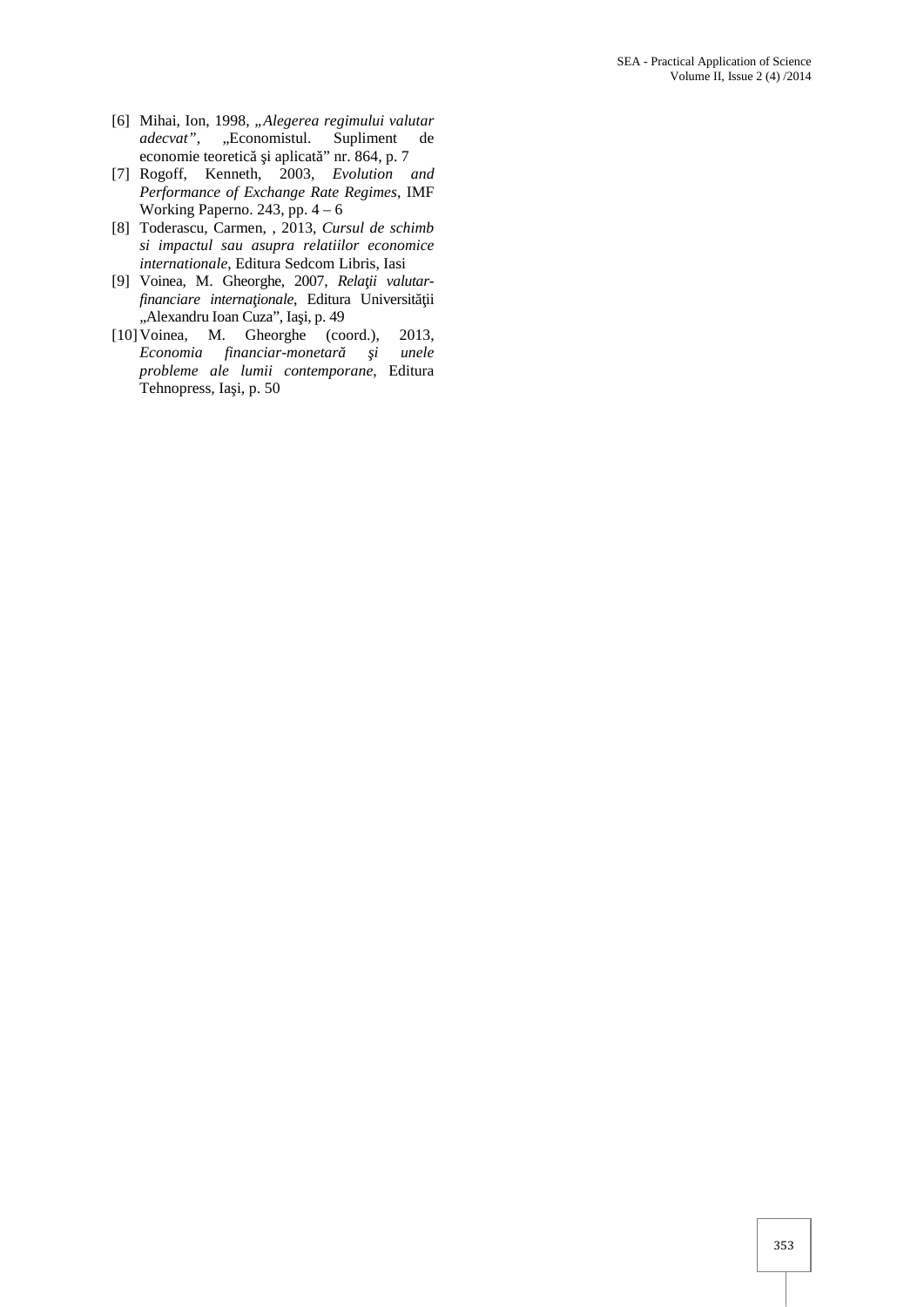[6] Mihai, Ion, 1998, *„Alegerea regimului valutar adecvat”*, „Economistul. Supliment de economie teoretică şi aplicată” nr. 864, p. 7

[7] Rogoff, Kenneth, 2003, *Evolution and Performance of Exchange Rate Regimes*, IMF Working Paperno. 243, pp. 4 – 6

[8] Toderascu, Carmen, , 2013, *Cursul de schimb si impactul sau asupra relatiilor economice internationale*, Editura Sedcom Libris, Iasi

[9] Voinea, M. Gheorghe, 2007, *Relaţii valutar-financiare internaţionale*, Editura Universităţii „Alexandru Ioan Cuza”, Iaşi, p. 49

[10] Voinea, M. Gheorghe (coord.), 2013, *Economia financiar-monetară şi unele probleme ale lumii contemporane*, Editura Tehnopress, Iaşi, p. 50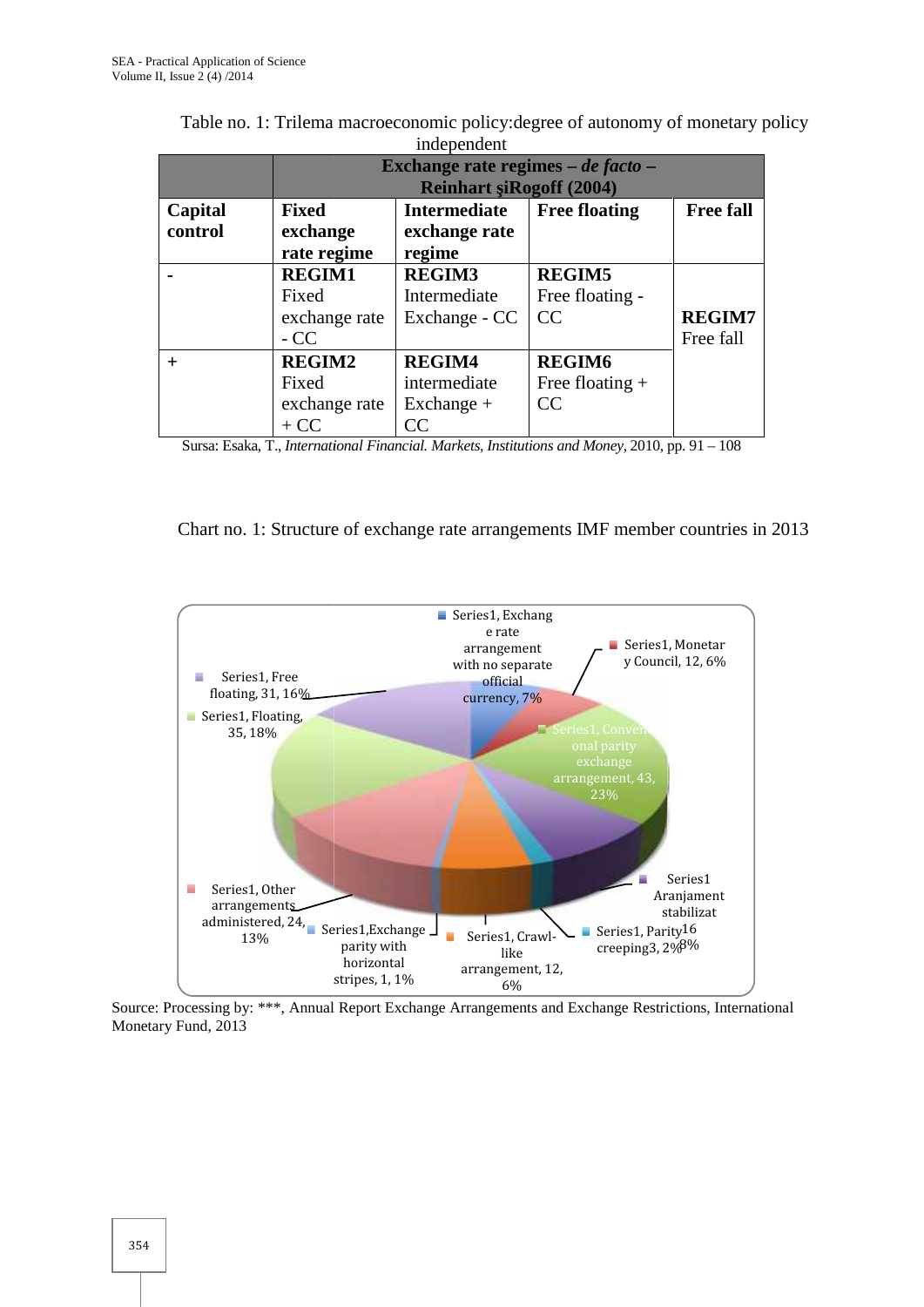Table no. 1: Trilema macroeconomic policy:degree of autonomy of monetary policy independent

| | Exchange rate regimes – *de facto* – Reinhart şiRogoff (2004) | | | |
|---|---|---|---|---|
| **Capital control** | **Fixed exchange rate regime** | **Intermediate exchange rate regime** | **Free floating** | **Free fall** |
| - | **REGIM1** Fixed exchange rate - CC | **REGIM3** Intermediate Exchange - CC | **REGIM5** Free floating - CC | **REGIM7** Free fall |
| + | **REGIM2** Fixed exchange rate + CC | **REGIM4** intermediate Exchange + CC | **REGIM6** Free floating + CC | |

Sursa: Esaka, T., *International Financial. Markets, Institutions and Money*, 2010, pp. 91 – 108

Chart no. 1: Structure of exchange rate arrangements IMF member countries in 2013

Series1, Exchange rate arrangement with no separate official currency, 7%
Series1, Monetary Council, 12, 6%
Series1, Free floating, 31, 16%
Series1, Floating, 35, 18%
Series1, Conventional parity exchange arrangement, 43, 23%
Series1 Aranjament stabilizat 16 8%
Series1, Other arrangements administered, 24, 13%
Series1,Exchange parity with horizontal stripes, 1, 1%
Series1, Crawl-like arrangement, 12, 6%
Series1, Parity creeping3, 2%

Source: Processing by: ***, Annual Report Exchange Arrangements and Exchange Restrictions, International Monetary Fund, 2013